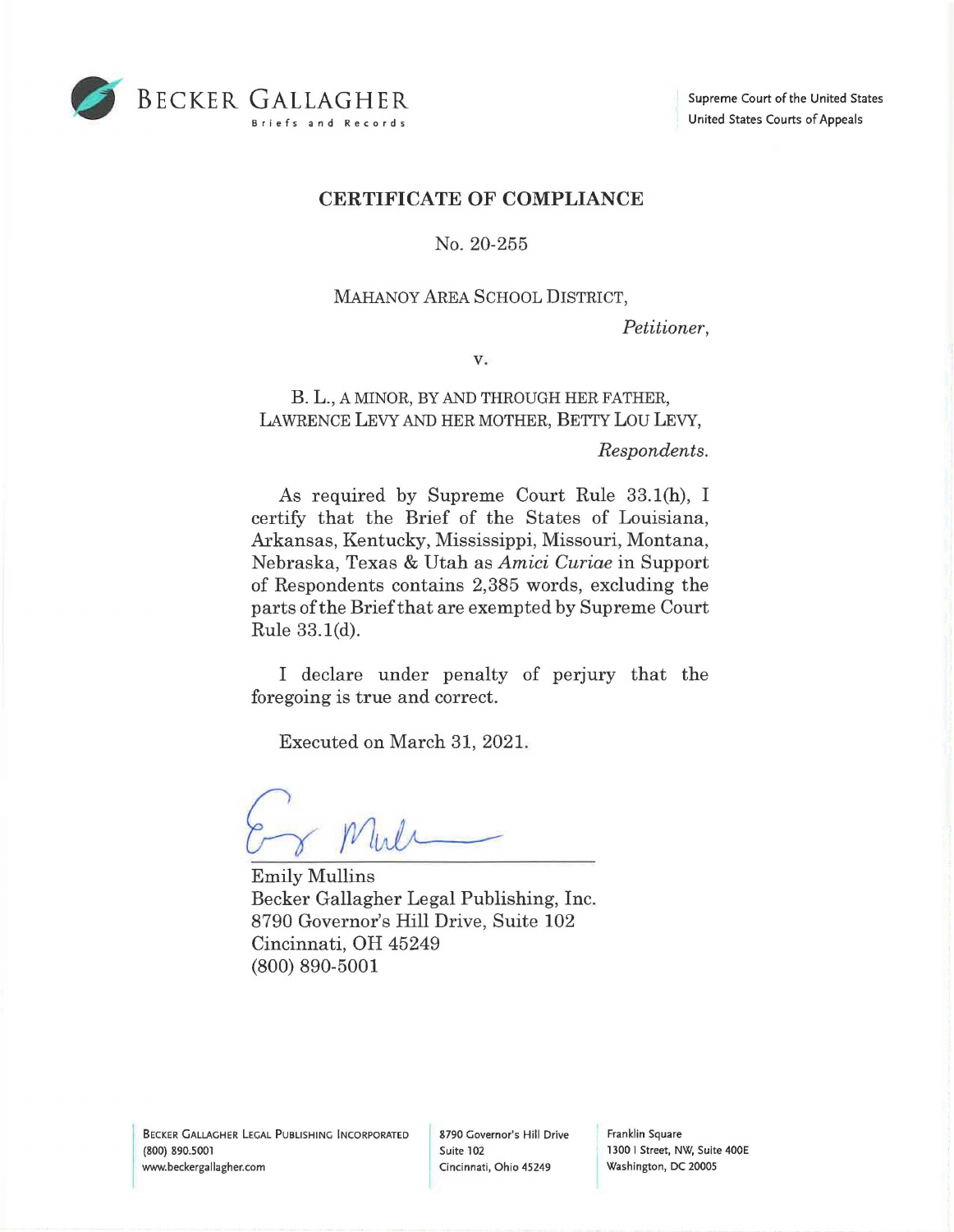BECKER GALLAGHER
Briefs and Records

Supreme Court of the United States
United States Courts of Appeals

## CERTIFICATE OF COMPLIANCE

No. 20-255

MAHANOY AREA SCHOOL DISTRICT,

*Petitioner*,

v.

B. L., A MINOR, BY AND THROUGH HER FATHER, LAWRENCE LEVY AND HER MOTHER, BETTY LOU LEVY,

*Respondents.*

As required by Supreme Court Rule 33.1(h), I certify that the Brief of the States of Louisiana, Arkansas, Kentucky, Mississippi, Missouri, Montana, Nebraska, Texas & Utah as *Amici Curiae* in Support of Respondents contains 2,385 words, excluding the parts of the Brief that are exempted by Supreme Court Rule 33.1(d).

I declare under penalty of perjury that the foregoing is true and correct.

Executed on March 31, 2021.

Emily Mullins
Becker Gallagher Legal Publishing, Inc.
8790 Governor's Hill Drive, Suite 102
Cincinnati, OH 45249
(800) 890-5001

BECKER GALLAGHER LEGAL PUBLISHING INCORPORATED
(800) 890.5001
www.beckergallagher.com

8790 Governor's Hill Drive
Suite 102
Cincinnati, Ohio 45249

Franklin Square
1300 I Street, NW, Suite 400E
Washington, DC 20005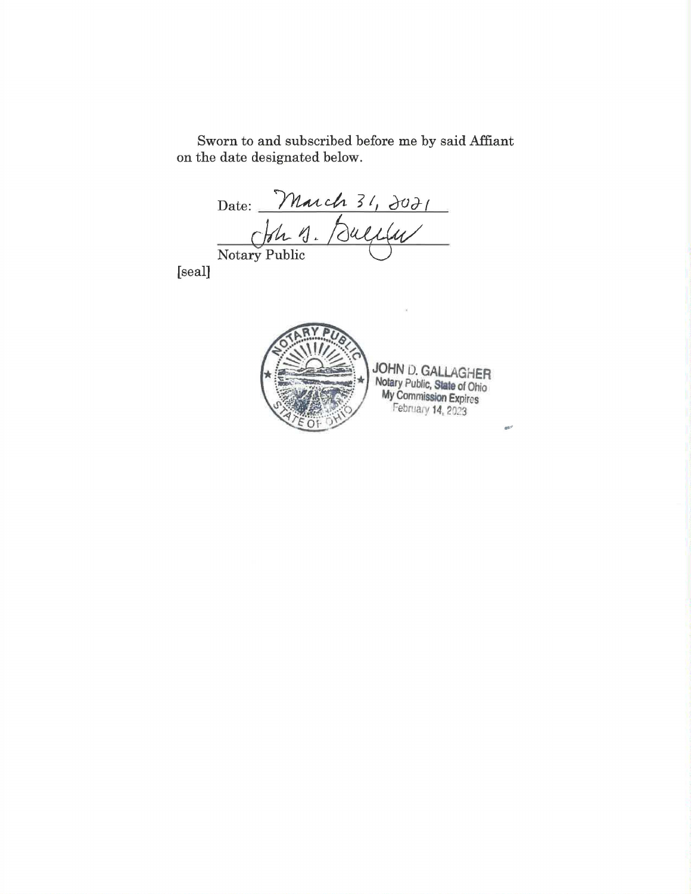Sworn to and subscribed before me by said Affiant on the date designated below.

Date: March 31, 2021

John D. Gallagher

Notary Public

[seal]

NOTARY PUBLIC STATE OF OHIO

JOHN D. GALLAGHER
Notary Public, State of Ohio
My Commission Expires
February 14, 2023